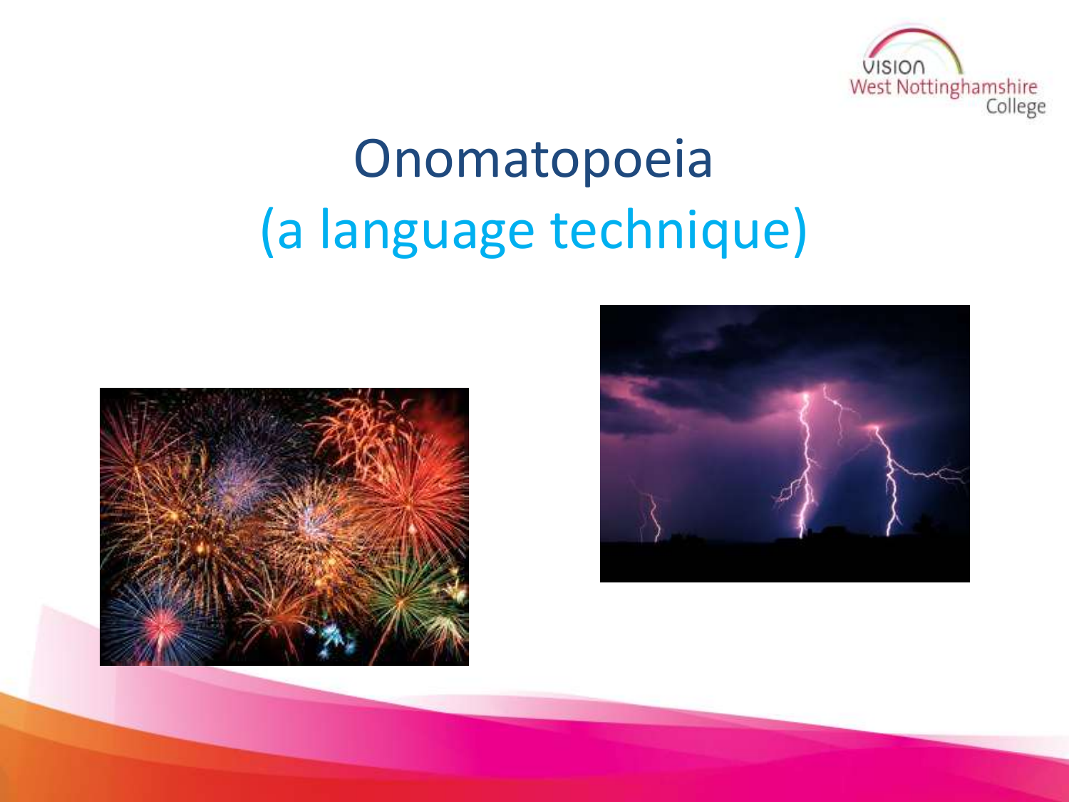# Onomatopoeia

## (a language technique)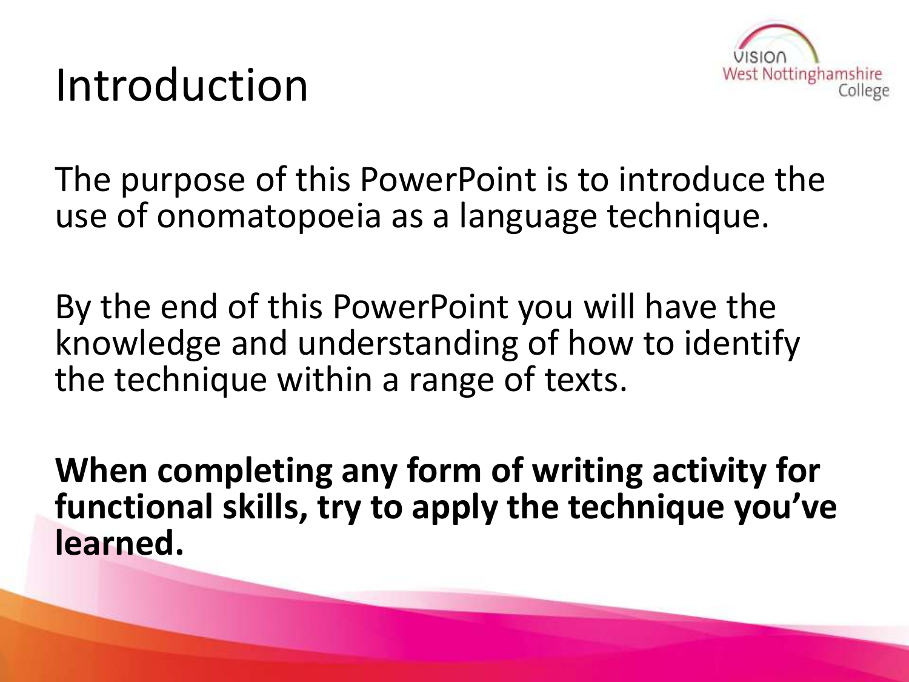# Introduction

The purpose of this PowerPoint is to introduce the use of onomatopoeia as a language technique.

By the end of this PowerPoint you will have the knowledge and understanding of how to identify the technique within a range of texts.

**When completing any form of writing activity for functional skills, try to apply the technique you've learned.**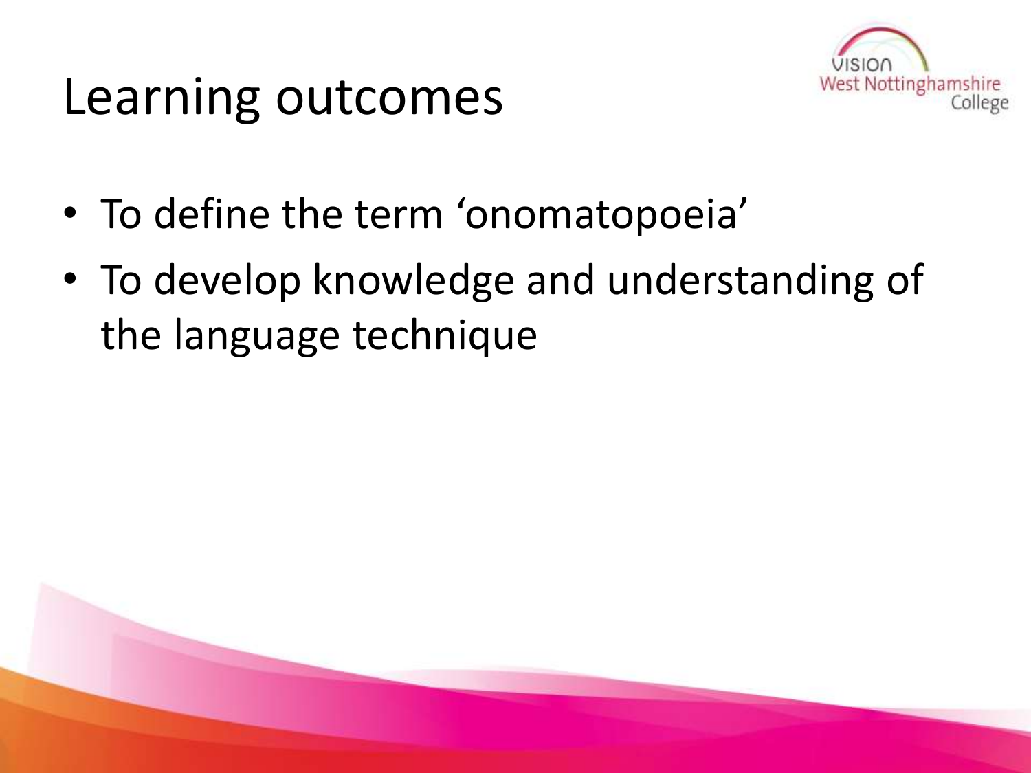# Learning outcomes

- To define the term 'onomatopoeia'
- To develop knowledge and understanding of the language technique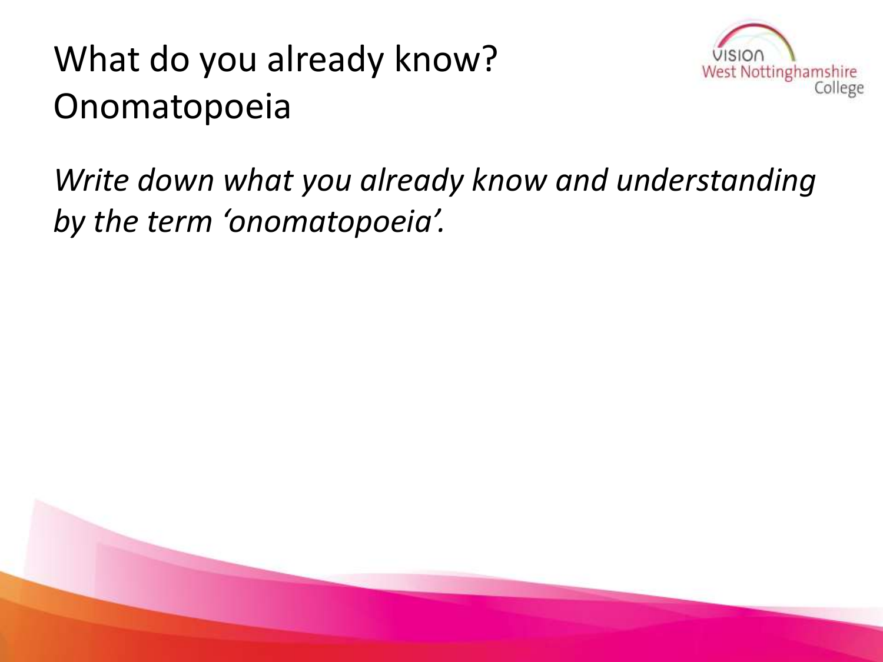# What do you already know? Onomatopoeia

*Write down what you already know and understanding by the term 'onomatopoeia'.*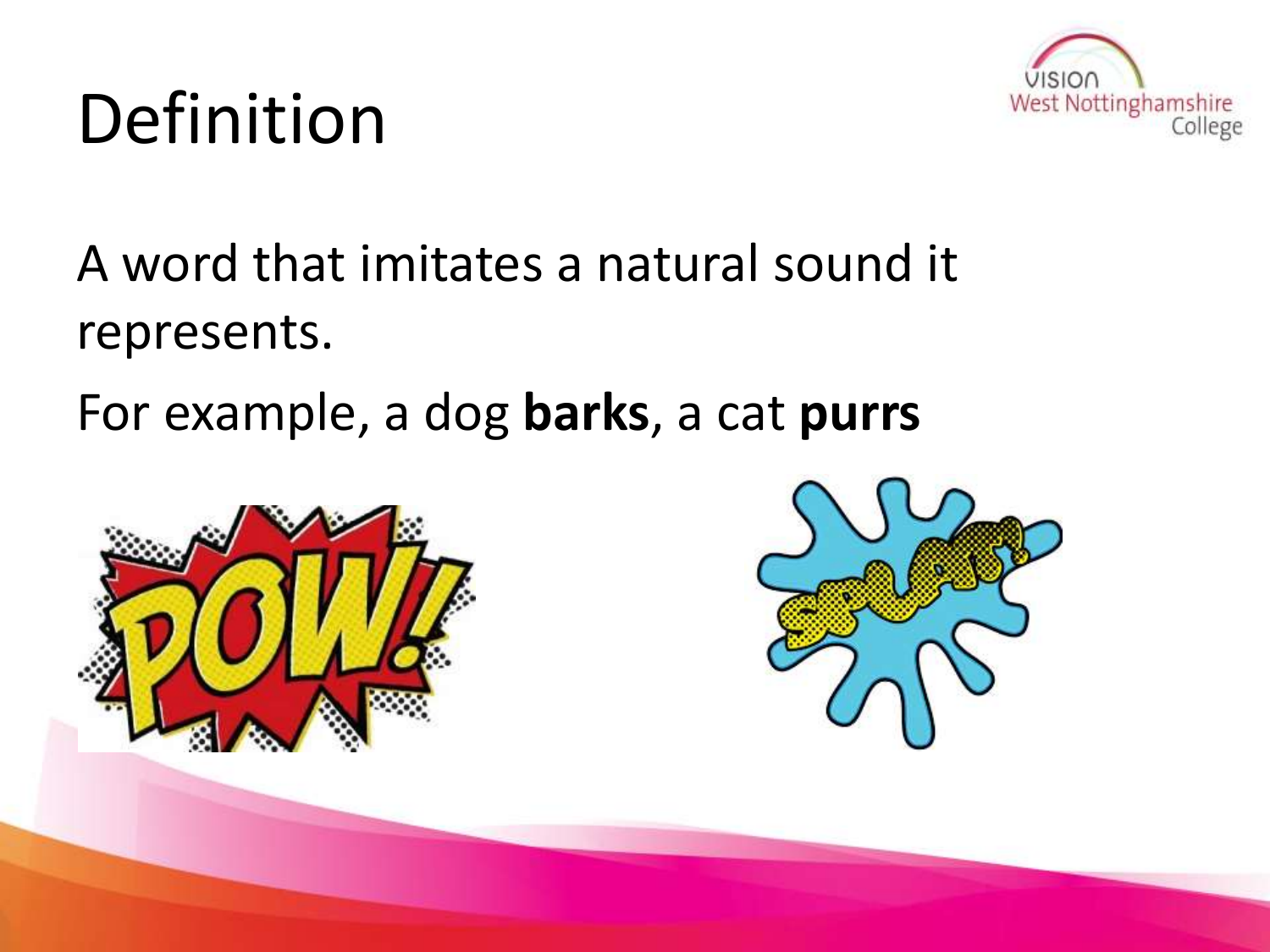# Definition

A word that imitates a natural sound it represents.

For example, a dog **barks**, a cat **purrs**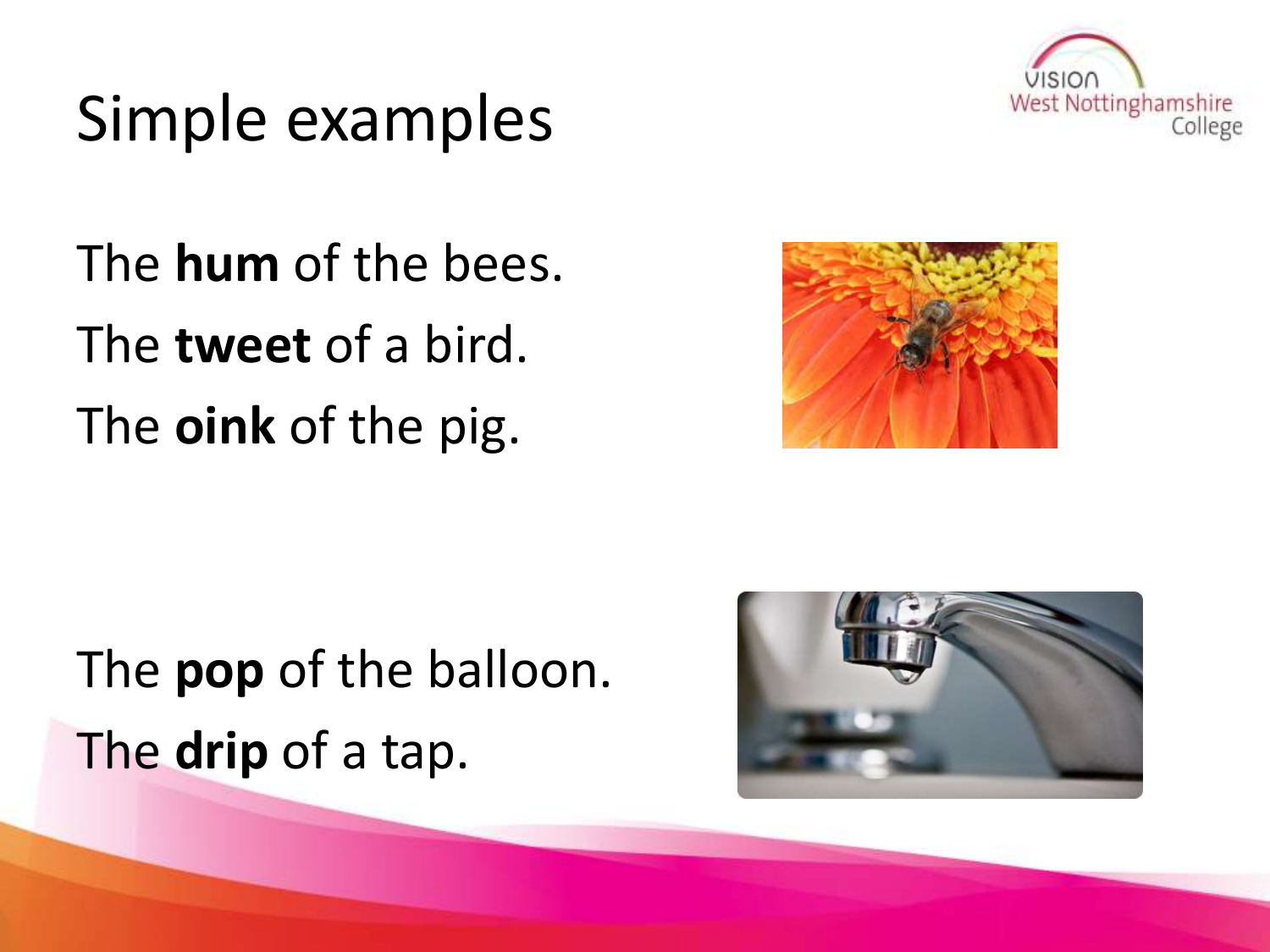# Simple examples

The **hum** of the bees.

The **tweet** of a bird.

The **oink** of the pig.

The **pop** of the balloon.

The **drip** of a tap.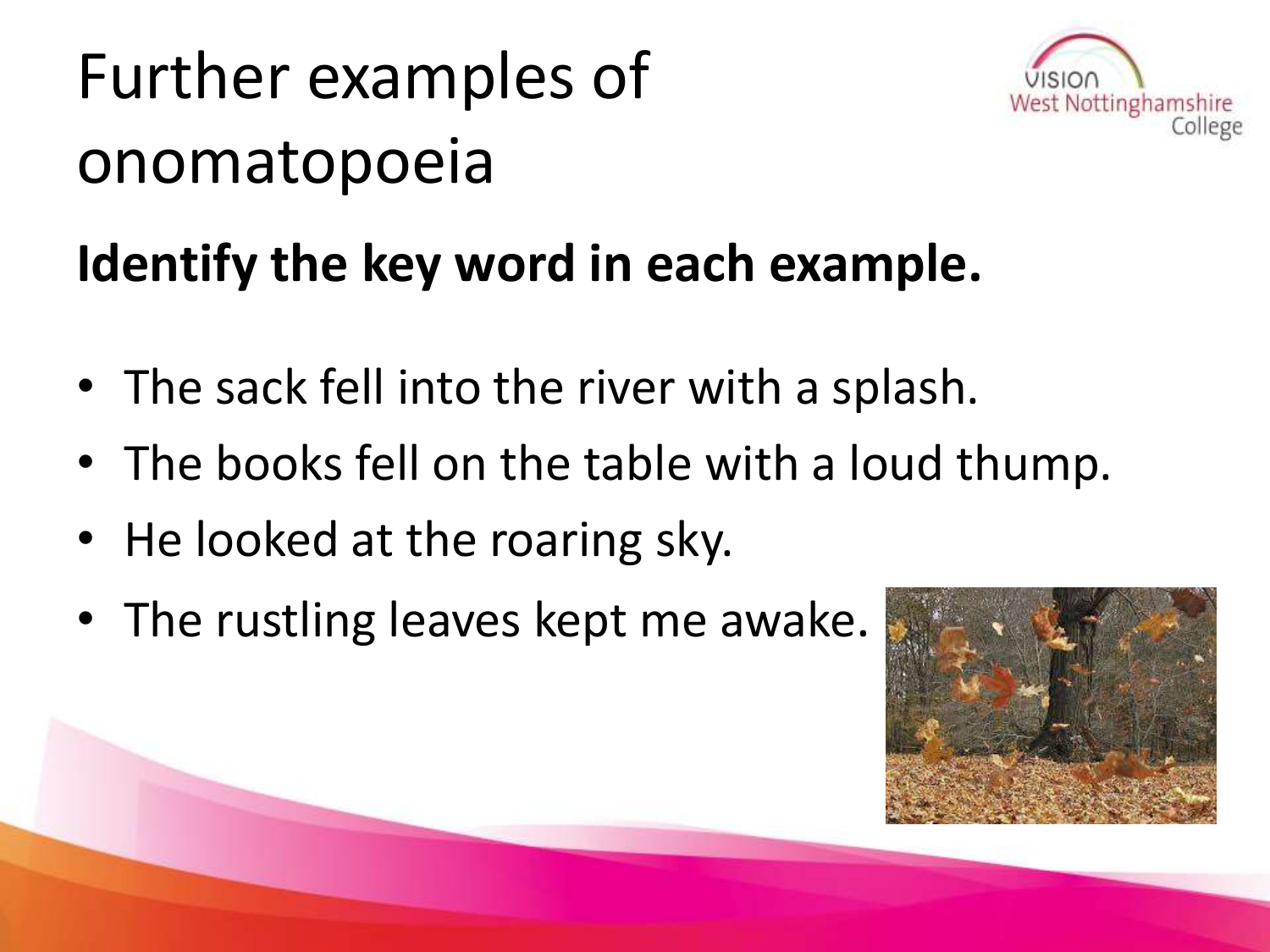# Further examples of onomatopoeia

**Identify the key word in each example.**

- The sack fell into the river with a splash.
- The books fell on the table with a loud thump.
- He looked at the roaring sky.
- The rustling leaves kept me awake.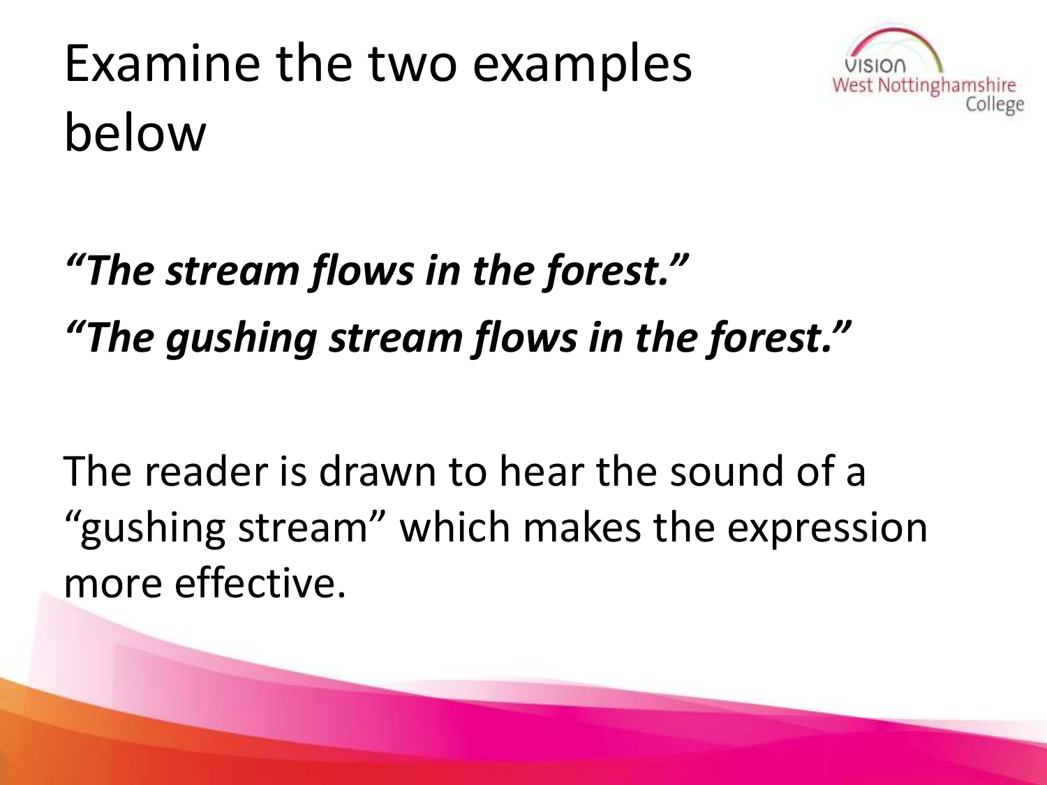# Examine the two examples below

***"The stream flows in the forest."***

***"The gushing stream flows in the forest."***

The reader is drawn to hear the sound of a "gushing stream" which makes the expression more effective.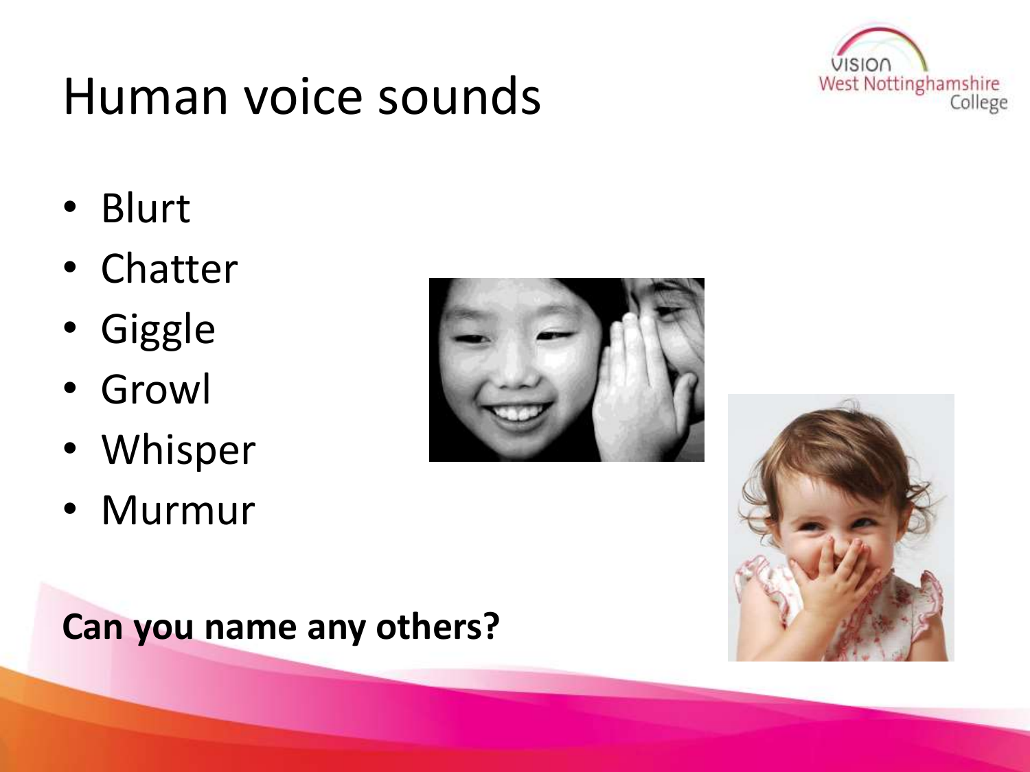# Human voice sounds

- Blurt
- Chatter
- Giggle
- Growl
- Whisper
- Murmur

**Can you name any others?**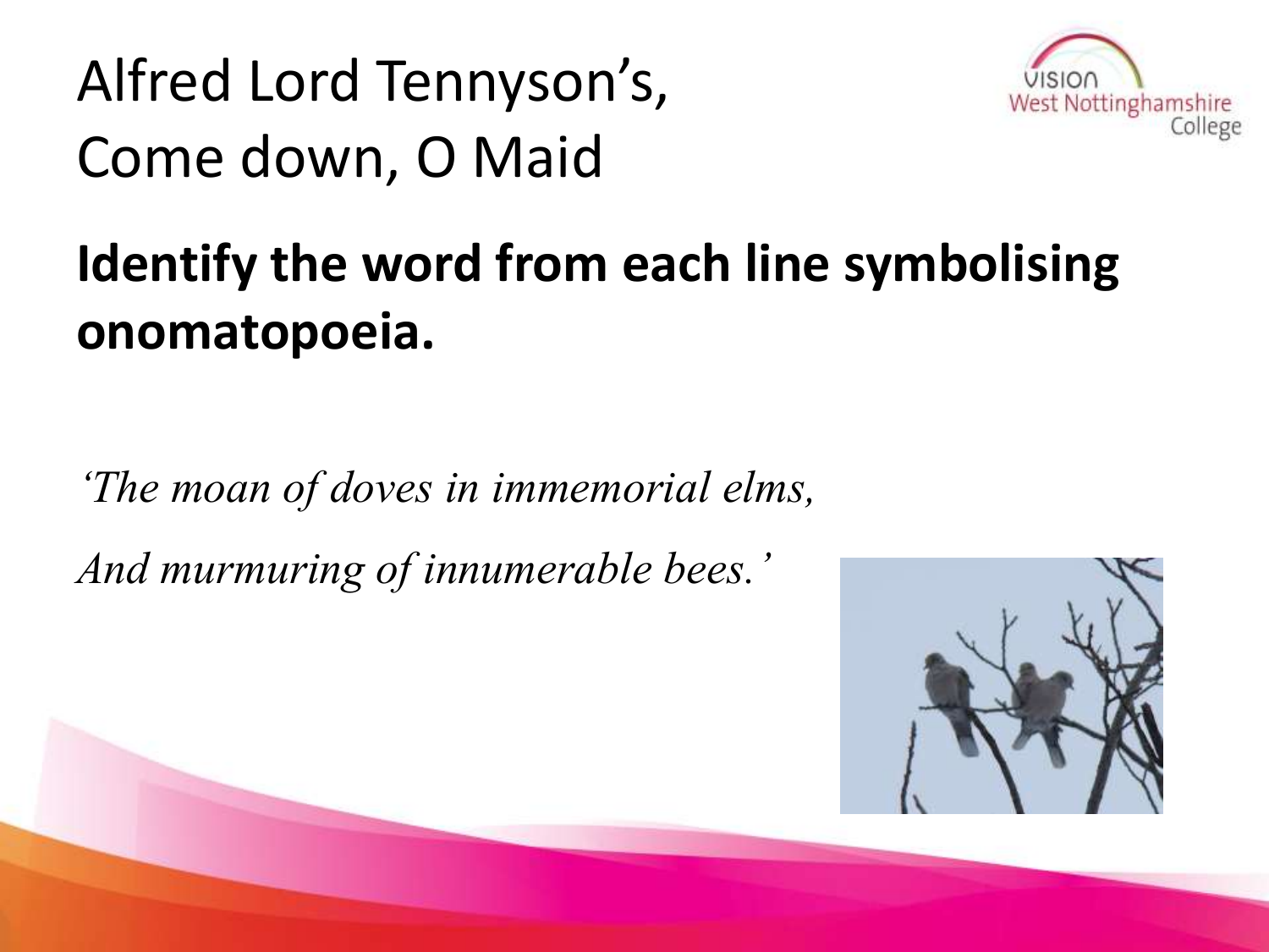# Alfred Lord Tennyson's, Come down, O Maid

## **Identify the word from each line symbolising onomatopoeia.**

*'The moan of doves in immemorial elms,*

*And murmuring of innumerable bees.'*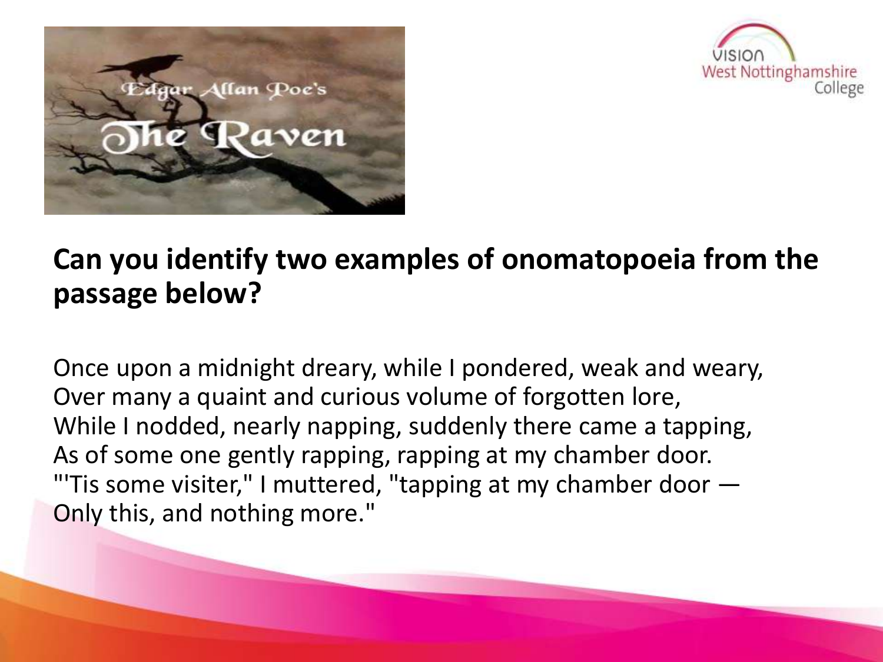**Can you identify two examples of onomatopoeia from the passage below?**

Once upon a midnight dreary, while I pondered, weak and weary,
Over many a quaint and curious volume of forgotten lore,
While I nodded, nearly napping, suddenly there came a tapping,
As of some one gently rapping, rapping at my chamber door.
"'Tis some visiter," I muttered, "tapping at my chamber door —
Only this, and nothing more."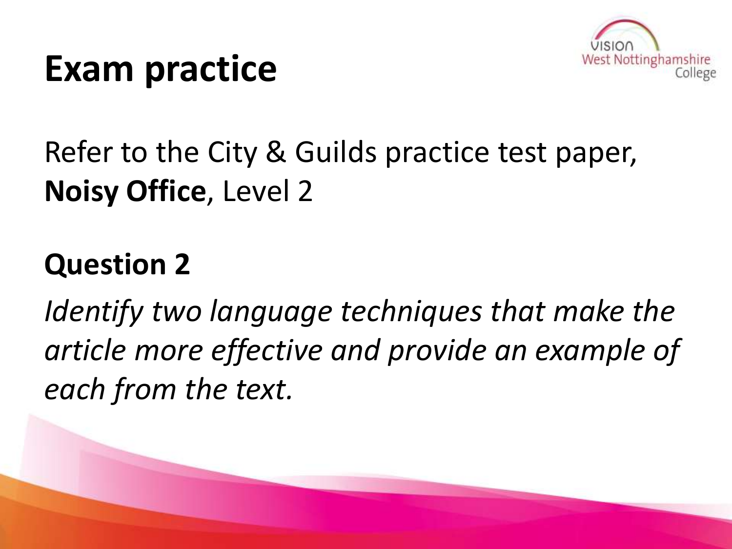# Exam practice

Refer to the City & Guilds practice test paper, **Noisy Office**, Level 2

**Question 2**

*Identify two language techniques that make the article more effective and provide an example of each from the text.*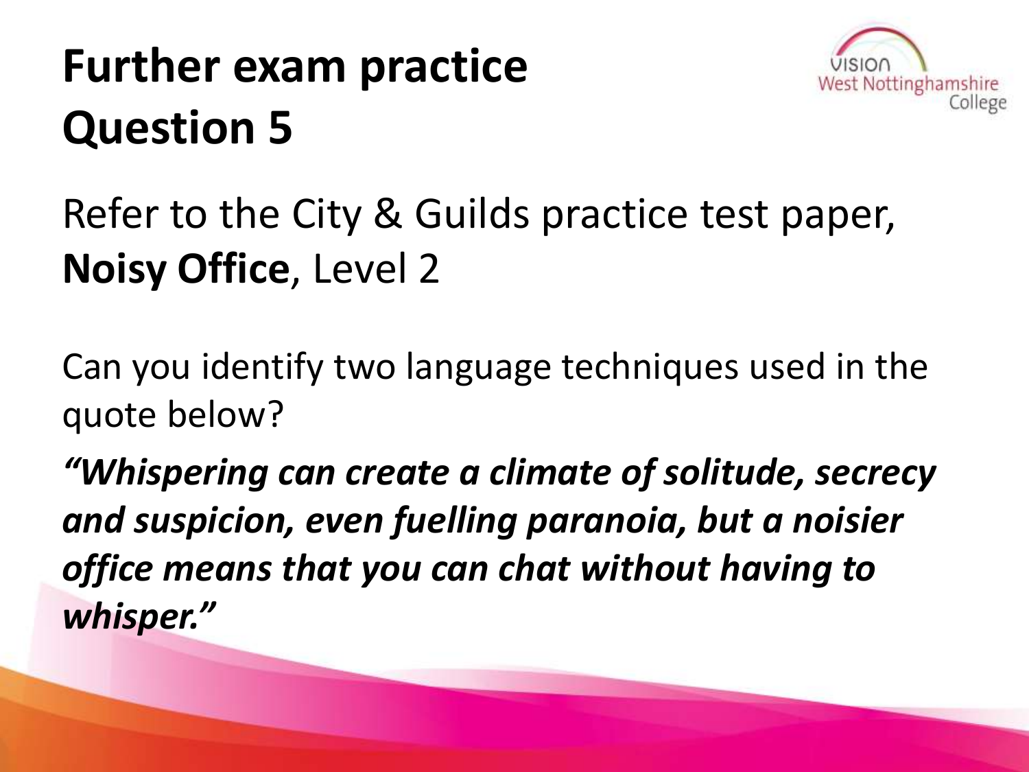# Further exam practice
# Question 5

Refer to the City & Guilds practice test paper, **Noisy Office**, Level 2

Can you identify two language techniques used in the quote below?

***"Whispering can create a climate of solitude, secrecy and suspicion, even fuelling paranoia, but a noisier office means that you can chat without having to whisper."***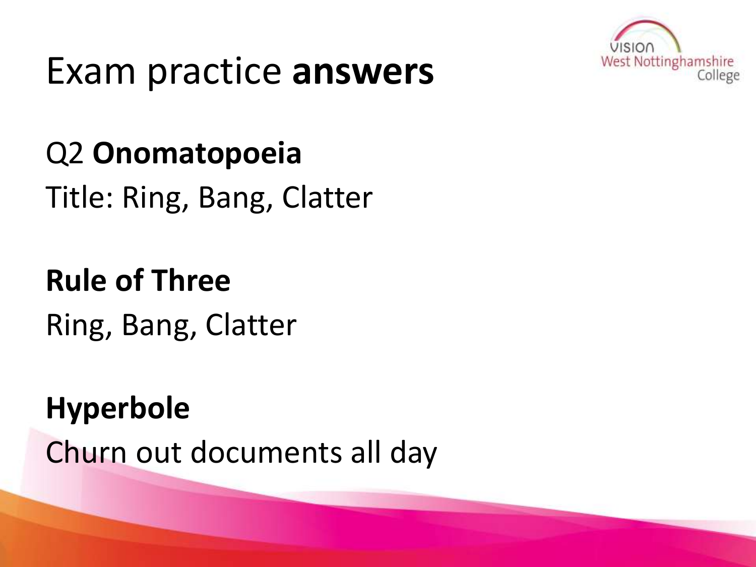# Exam practice **answers**

Q2 **Onomatopoeia**

Title: Ring, Bang, Clatter

**Rule of Three**

Ring, Bang, Clatter

**Hyperbole**

Churn out documents all day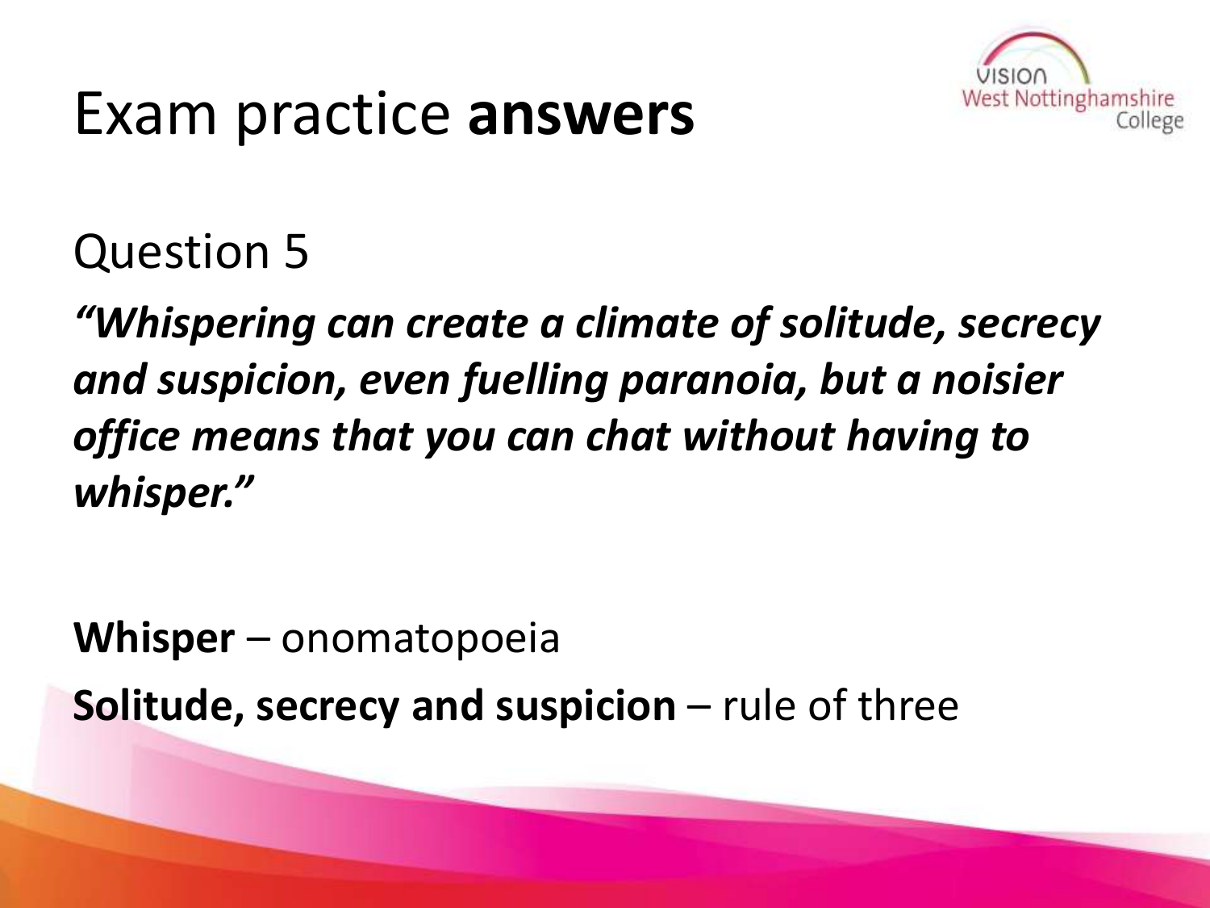# Exam practice **answers**

## Question 5

***"Whispering can create a climate of solitude, secrecy and suspicion, even fuelling paranoia, but a noisier office means that you can chat without having to whisper."***

**Whisper** – onomatopoeia

**Solitude, secrecy and suspicion** – rule of three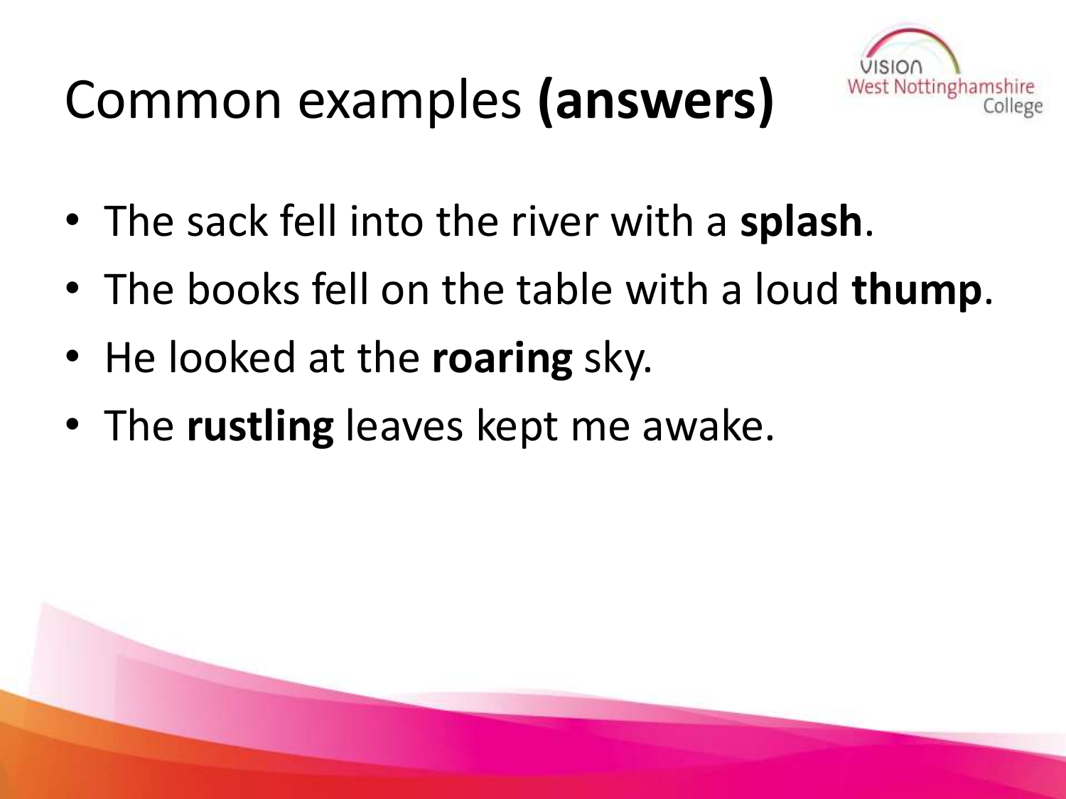# Common examples **(answers)**

- The sack fell into the river with a **splash**.
- The books fell on the table with a loud **thump**.
- He looked at the **roaring** sky.
- The **rustling** leaves kept me awake.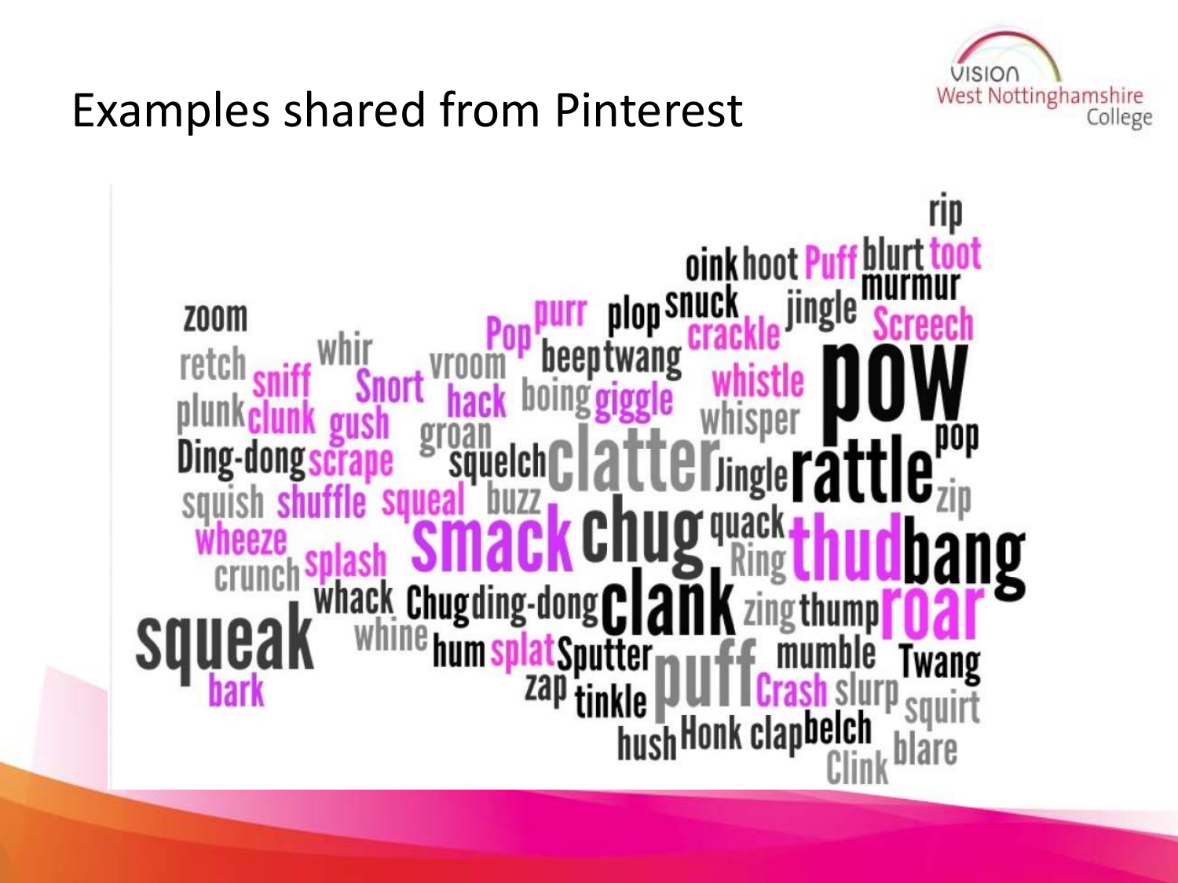# Examples shared from Pinterest

rip
oink hoot Puff blurt toot
murmur
zoom
Pop purr plop snuck jingle Screech
crackle
retch sniff whir vroom beep twang
Snort hack boing giggle whistle pow
plunk clunk gush
whisper
Ding-dong scrape groan squelch clatter Jingle rattle pop
squish shuffle squeal buzz zip
wheeze smack chug quack
crunch splash Ring thud bang
whack Chug ding-dong clank zing thump roar
squeak whine hum splat Sputter puff mumble Twang
bark zap tinkle Crash slurp squirt
hush Honk clap belch blare
Clink